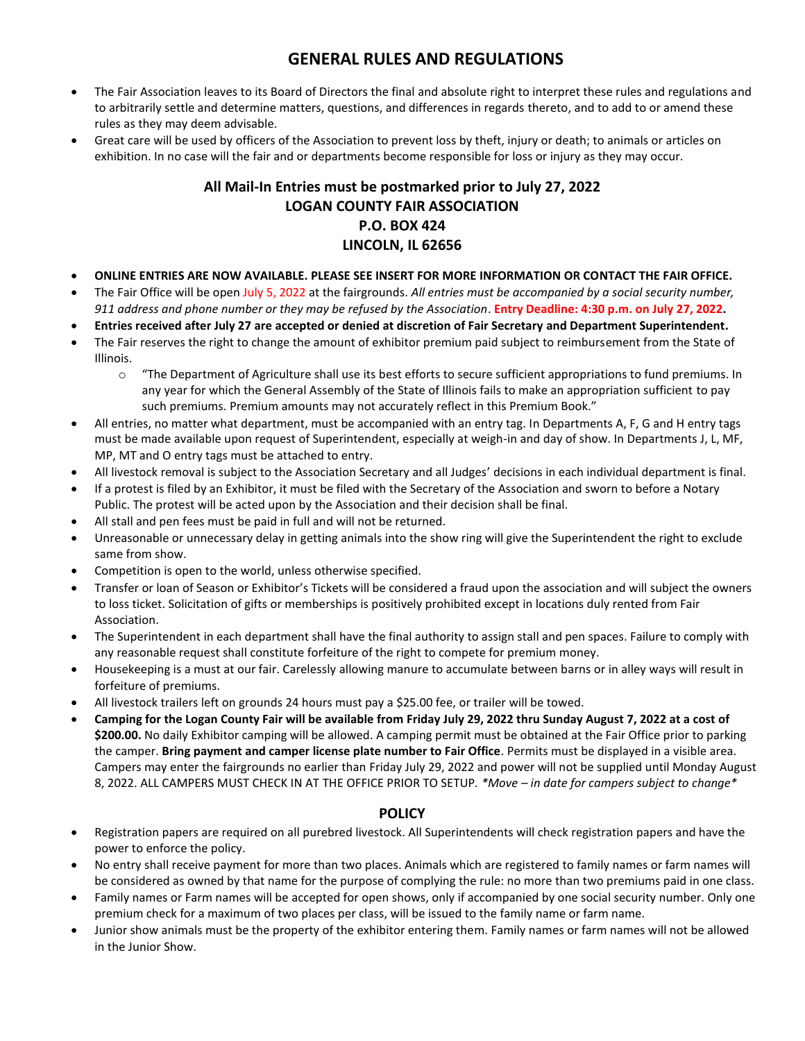# GENERAL RULES AND REGULATIONS

- The Fair Association leaves to its Board of Directors the final and absolute right to interpret these rules and regulations and to arbitrarily settle and determine matters, questions, and differences in regards thereto, and to add to or amend these rules as they may deem advisable.
- Great care will be used by officers of the Association to prevent loss by theft, injury or death; to animals or articles on exhibition. In no case will the fair and or departments become responsible for loss or injury as they may occur.

### All Mail-In Entries must be postmarked prior to July 27, 2022
### LOGAN COUNTY FAIR ASSOCIATION
### P.O. BOX 424
### LINCOLN, IL 62656

- **ONLINE ENTRIES ARE NOW AVAILABLE. PLEASE SEE INSERT FOR MORE INFORMATION OR CONTACT THE FAIR OFFICE.**
- The Fair Office will be open July 5, 2022 at the fairgrounds. *All entries must be accompanied by a social security number, 911 address and phone number or they may be refused by the Association*. **Entry Deadline: 4:30 p.m. on July 27, 2022.**
- **Entries received after July 27 are accepted or denied at discretion of Fair Secretary and Department Superintendent.**
- The Fair reserves the right to change the amount of exhibitor premium paid subject to reimbursement from the State of Illinois.
  - "The Department of Agriculture shall use its best efforts to secure sufficient appropriations to fund premiums. In any year for which the General Assembly of the State of Illinois fails to make an appropriation sufficient to pay such premiums. Premium amounts may not accurately reflect in this Premium Book."
- All entries, no matter what department, must be accompanied with an entry tag. In Departments A, F, G and H entry tags must be made available upon request of Superintendent, especially at weigh-in and day of show. In Departments J, L, MF, MP, MT and O entry tags must be attached to entry.
- All livestock removal is subject to the Association Secretary and all Judges' decisions in each individual department is final.
- If a protest is filed by an Exhibitor, it must be filed with the Secretary of the Association and sworn to before a Notary Public. The protest will be acted upon by the Association and their decision shall be final.
- All stall and pen fees must be paid in full and will not be returned.
- Unreasonable or unnecessary delay in getting animals into the show ring will give the Superintendent the right to exclude same from show.
- Competition is open to the world, unless otherwise specified.
- Transfer or loan of Season or Exhibitor's Tickets will be considered a fraud upon the association and will subject the owners to loss ticket. Solicitation of gifts or memberships is positively prohibited except in locations duly rented from Fair Association.
- The Superintendent in each department shall have the final authority to assign stall and pen spaces. Failure to comply with any reasonable request shall constitute forfeiture of the right to compete for premium money.
- Housekeeping is a must at our fair. Carelessly allowing manure to accumulate between barns or in alley ways will result in forfeiture of premiums.
- All livestock trailers left on grounds 24 hours must pay a $25.00 fee, or trailer will be towed.
- **Camping for the Logan County Fair will be available from Friday July 29, 2022 thru Sunday August 7, 2022 at a cost of $200.00.** No daily Exhibitor camping will be allowed. A camping permit must be obtained at the Fair Office prior to parking the camper. **Bring payment and camper license plate number to Fair Office**. Permits must be displayed in a visible area. Campers may enter the fairgrounds no earlier than Friday July 29, 2022 and power will not be supplied until Monday August 8, 2022. ALL CAMPERS MUST CHECK IN AT THE OFFICE PRIOR TO SETUP. *\*Move – in date for campers subject to change\**

## POLICY

- Registration papers are required on all purebred livestock. All Superintendents will check registration papers and have the power to enforce the policy.
- No entry shall receive payment for more than two places. Animals which are registered to family names or farm names will be considered as owned by that name for the purpose of complying the rule: no more than two premiums paid in one class.
- Family names or Farm names will be accepted for open shows, only if accompanied by one social security number. Only one premium check for a maximum of two places per class, will be issued to the family name or farm name.
- Junior show animals must be the property of the exhibitor entering them. Family names or farm names will not be allowed in the Junior Show.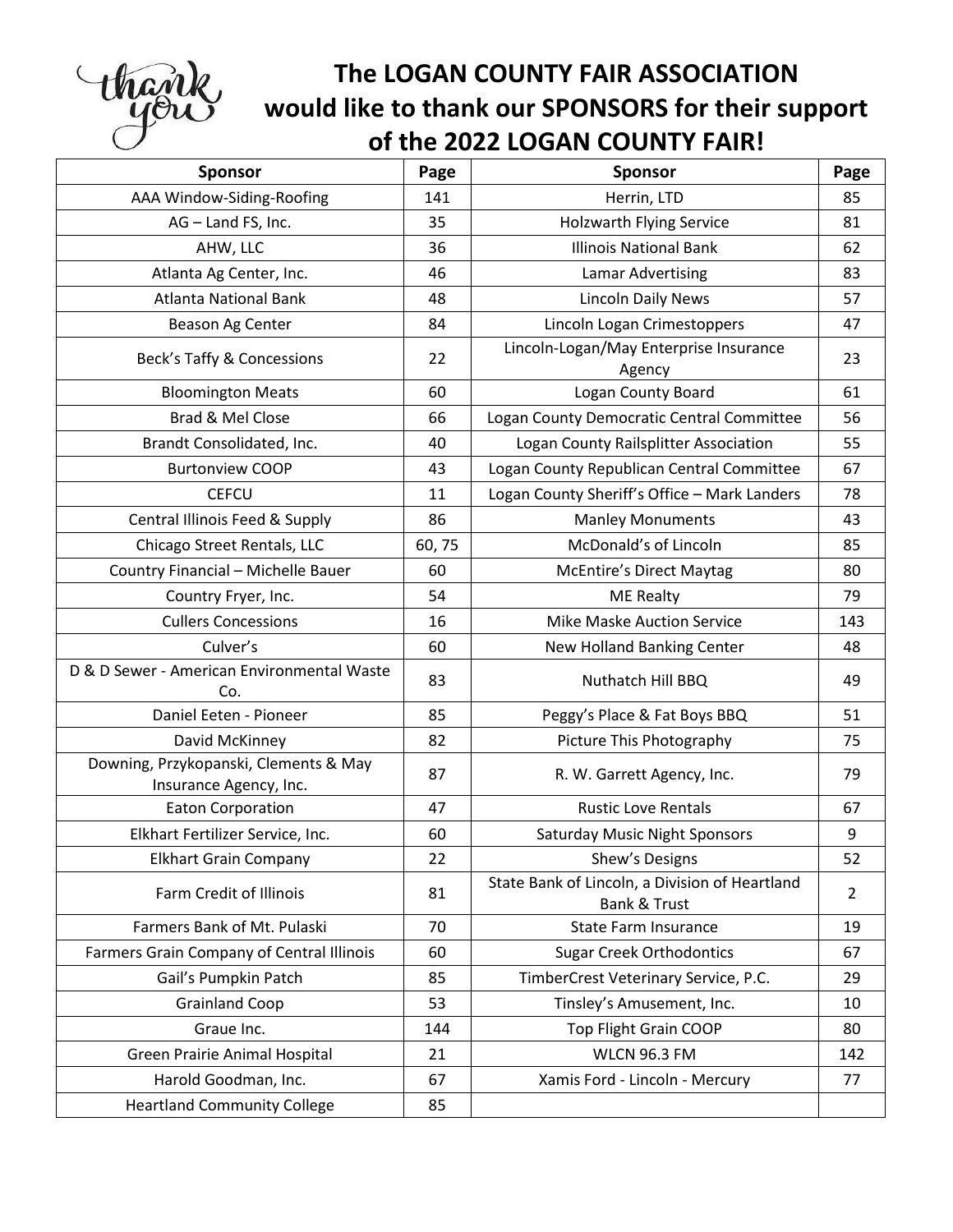# The LOGAN COUNTY FAIR ASSOCIATION would like to thank our SPONSORS for their support of the 2022 LOGAN COUNTY FAIR!

| Sponsor | Page | Sponsor | Page |
|---|---|---|---|
| AAA Window-Siding-Roofing | 141 | Herrin, LTD | 85 |
| AG – Land FS, Inc. | 35 | Holzwarth Flying Service | 81 |
| AHW, LLC | 36 | Illinois National Bank | 62 |
| Atlanta Ag Center, Inc. | 46 | Lamar Advertising | 83 |
| Atlanta National Bank | 48 | Lincoln Daily News | 57 |
| Beason Ag Center | 84 | Lincoln Logan Crimestoppers | 47 |
| Beck's Taffy & Concessions | 22 | Lincoln-Logan/May Enterprise Insurance Agency | 23 |
| Bloomington Meats | 60 | Logan County Board | 61 |
| Brad & Mel Close | 66 | Logan County Democratic Central Committee | 56 |
| Brandt Consolidated, Inc. | 40 | Logan County Railsplitter Association | 55 |
| Burtonview COOP | 43 | Logan County Republican Central Committee | 67 |
| CEFCU | 11 | Logan County Sheriff's Office – Mark Landers | 78 |
| Central Illinois Feed & Supply | 86 | Manley Monuments | 43 |
| Chicago Street Rentals, LLC | 60, 75 | McDonald's of Lincoln | 85 |
| Country Financial – Michelle Bauer | 60 | McEntire's Direct Maytag | 80 |
| Country Fryer, Inc. | 54 | ME Realty | 79 |
| Cullers Concessions | 16 | Mike Maske Auction Service | 143 |
| Culver's | 60 | New Holland Banking Center | 48 |
| D & D Sewer - American Environmental Waste Co. | 83 | Nuthatch Hill BBQ | 49 |
| Daniel Eeten - Pioneer | 85 | Peggy's Place & Fat Boys BBQ | 51 |
| David McKinney | 82 | Picture This Photography | 75 |
| Downing, Przykopanski, Clements & May Insurance Agency, Inc. | 87 | R. W. Garrett Agency, Inc. | 79 |
| Eaton Corporation | 47 | Rustic Love Rentals | 67 |
| Elkhart Fertilizer Service, Inc. | 60 | Saturday Music Night Sponsors | 9 |
| Elkhart Grain Company | 22 | Shew's Designs | 52 |
| Farm Credit of Illinois | 81 | State Bank of Lincoln, a Division of Heartland Bank & Trust | 2 |
| Farmers Bank of Mt. Pulaski | 70 | State Farm Insurance | 19 |
| Farmers Grain Company of Central Illinois | 60 | Sugar Creek Orthodontics | 67 |
| Gail's Pumpkin Patch | 85 | TimberCrest Veterinary Service, P.C. | 29 |
| Grainland Coop | 53 | Tinsley's Amusement, Inc. | 10 |
| Graue Inc. | 144 | Top Flight Grain COOP | 80 |
| Green Prairie Animal Hospital | 21 | WLCN 96.3 FM | 142 |
| Harold Goodman, Inc. | 67 | Xamis Ford - Lincoln - Mercury | 77 |
| Heartland Community College | 85 | | |